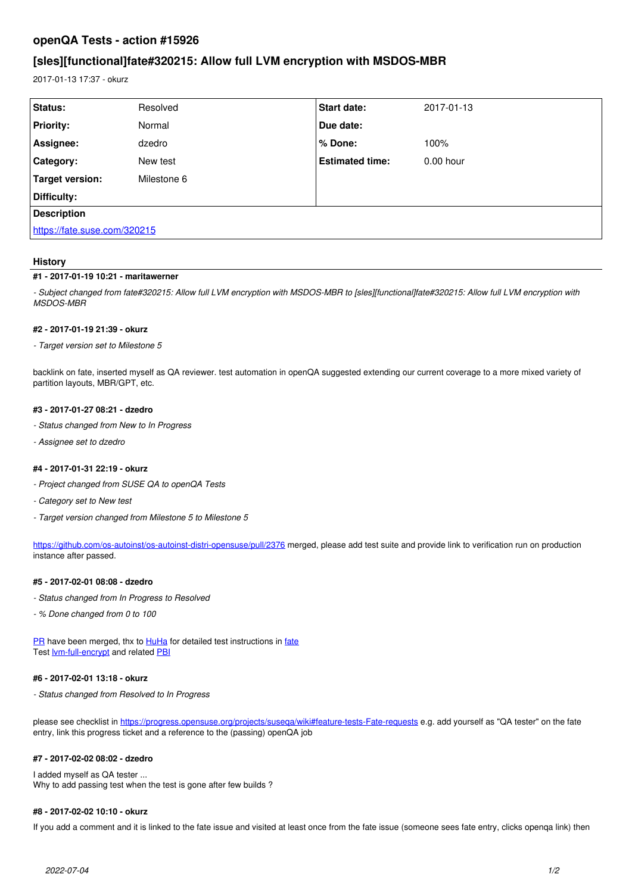# openQA Tests - action #15926

## [sles][functional]fate#320215: Allow full LVM encryption with MSDOS-MBR

2017-01-13 17:37 - okurz

| | | | |
|---|---|---|---|
| **Status:** | Resolved | **Start date:** | 2017-01-13 |
| **Priority:** | Normal | **Due date:** | |
| **Assignee:** | dzedro | **% Done:** | 100% |
| **Category:** | New test | **Estimated time:** | 0.00 hour |
| **Target version:** | Milestone 6 | | |
| **Difficulty:** | | | |

**Description**

https://fate.suse.com/320215

### History

#### #1 - 2017-01-19 10:21 - maritawerner

*- Subject changed from fate#320215: Allow full LVM encryption with MSDOS-MBR to [sles][functional]fate#320215: Allow full LVM encryption with MSDOS-MBR*

#### #2 - 2017-01-19 21:39 - okurz

*- Target version set to Milestone 5*

backlink on fate, inserted myself as QA reviewer. test automation in openQA suggested extending our current coverage to a more mixed variety of partition layouts, MBR/GPT, etc.

#### #3 - 2017-01-27 08:21 - dzedro

*- Status changed from New to In Progress*

*- Assignee set to dzedro*

#### #4 - 2017-01-31 22:19 - okurz

*- Project changed from SUSE QA to openQA Tests*

*- Category set to New test*

*- Target version changed from Milestone 5 to Milestone 5*

https://github.com/os-autoinst/os-autoinst-distri-opensuse/pull/2376 merged, please add test suite and provide link to verification run on production instance after passed.

#### #5 - 2017-02-01 08:08 - dzedro

*- Status changed from In Progress to Resolved*

*- % Done changed from 0 to 100*

PR have been merged, thx to HuHa for detailed test instructions in fate
Test lvm-full-encrypt and related PBI

#### #6 - 2017-02-01 13:18 - okurz

*- Status changed from Resolved to In Progress*

please see checklist in https://progress.opensuse.org/projects/suseqa/wiki#feature-tests-Fate-requests e.g. add yourself as "QA tester" on the fate entry, link this progress ticket and a reference to the (passing) openQA job

#### #7 - 2017-02-02 08:02 - dzedro

I added myself as QA tester ...
Why to add passing test when the test is gone after few builds ?

#### #8 - 2017-02-02 10:10 - okurz

If you add a comment and it is linked to the fate issue and visited at least once from the fate issue (someone sees fate entry, clicks openqa link) then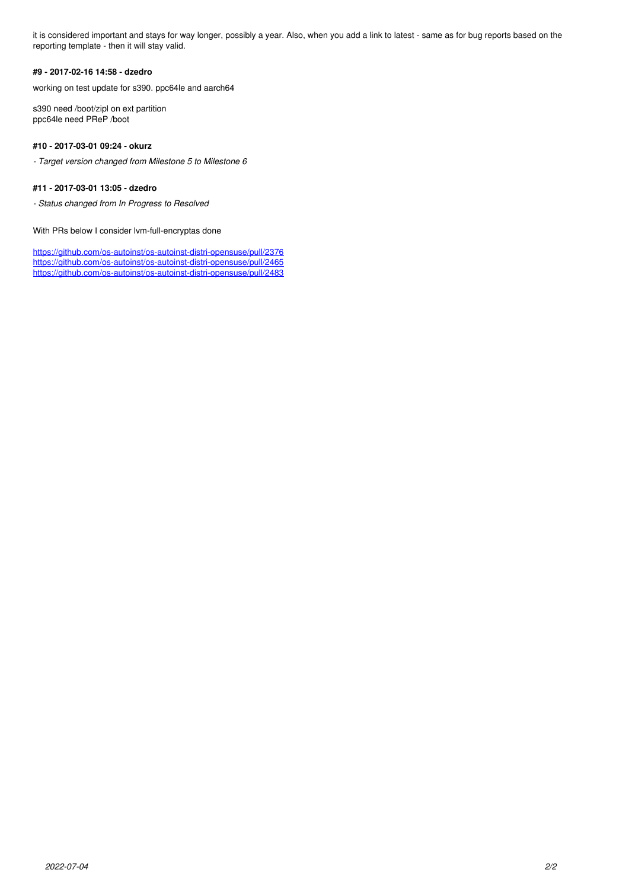it is considered important and stays for way longer, possibly a year. Also, when you add a link to latest - same as for bug reports based on the reporting template - then it will stay valid.

#### #9 - 2017-02-16 14:58 - dzedro

working on test update for s390. ppc64le and aarch64

s390 need /boot/zipl on ext partition
ppc64le need PReP /boot

#### #10 - 2017-03-01 09:24 - okurz

*- Target version changed from Milestone 5 to Milestone 6*

#### #11 - 2017-03-01 13:05 - dzedro

*- Status changed from In Progress to Resolved*

With PRs below I consider lvm-full-encryptas done

https://github.com/os-autoinst/os-autoinst-distri-opensuse/pull/2376
https://github.com/os-autoinst/os-autoinst-distri-opensuse/pull/2465
https://github.com/os-autoinst/os-autoinst-distri-opensuse/pull/2483